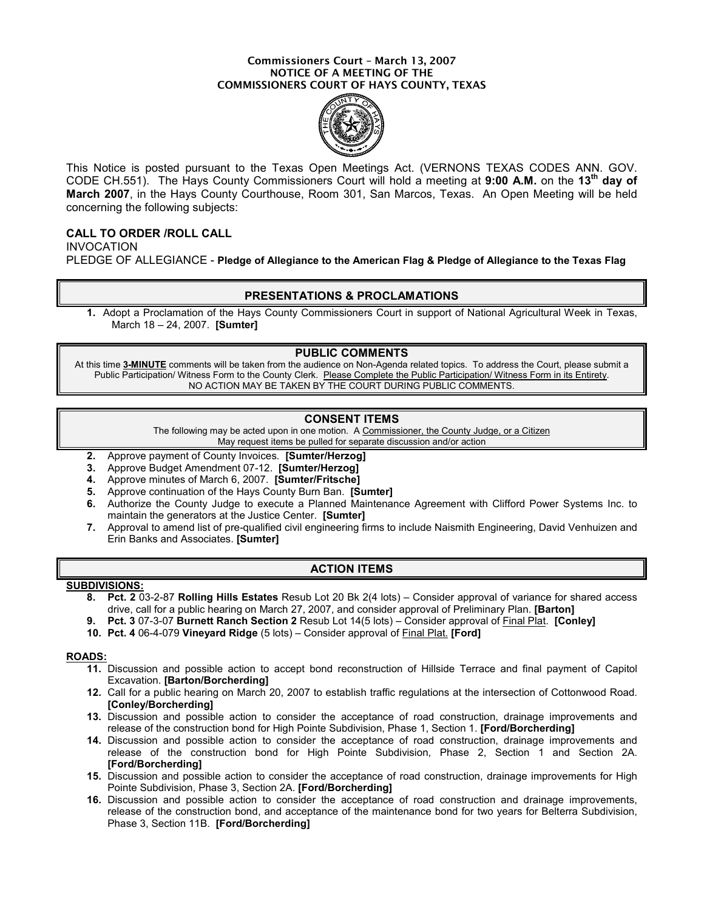**Commissioners Court – March 13, 2007**
**NOTICE OF A MEETING OF THE**
**COMMISSIONERS COURT OF HAYS COUNTY, TEXAS**

This Notice is posted pursuant to the Texas Open Meetings Act. (VERNONS TEXAS CODES ANN. GOV. CODE CH.551). The Hays County Commissioners Court will hold a meeting at **9:00 A.M.** on the **13th day of March 2007**, in the Hays County Courthouse, Room 301, San Marcos, Texas. An Open Meeting will be held concerning the following subjects:

**CALL TO ORDER /ROLL CALL**
INVOCATION
PLEDGE OF ALLEGIANCE - **Pledge of Allegiance to the American Flag & Pledge of Allegiance to the Texas Flag**

## PRESENTATIONS & PROCLAMATIONS

1. Adopt a Proclamation of the Hays County Commissioners Court in support of National Agricultural Week in Texas, March 18 – 24, 2007. **[Sumter]**

## PUBLIC COMMENTS

At this time **3-MINUTE** comments will be taken from the audience on Non-Agenda related topics. To address the Court, please submit a Public Participation/ Witness Form to the County Clerk. Please Complete the Public Participation/ Witness Form in its Entirety. NO ACTION MAY BE TAKEN BY THE COURT DURING PUBLIC COMMENTS.

## CONSENT ITEMS

The following may be acted upon in one motion. A Commissioner, the County Judge, or a Citizen May request items be pulled for separate discussion and/or action

2. Approve payment of County Invoices. **[Sumter/Herzog]**
3. Approve Budget Amendment 07-12. **[Sumter/Herzog]**
4. Approve minutes of March 6, 2007. **[Sumter/Fritsche]**
5. Approve continuation of the Hays County Burn Ban. **[Sumter]**
6. Authorize the County Judge to execute a Planned Maintenance Agreement with Clifford Power Systems Inc. to maintain the generators at the Justice Center. **[Sumter]**
7. Approval to amend list of pre-qualified civil engineering firms to include Naismith Engineering, David Venhuizen and Erin Banks and Associates. **[Sumter]**

## ACTION ITEMS

**SUBDIVISIONS:**

8. **Pct. 2** 03-2-87 **Rolling Hills Estates** Resub Lot 20 Bk 2(4 lots) – Consider approval of variance for shared access drive, call for a public hearing on March 27, 2007, and consider approval of Preliminary Plan. **[Barton]**
9. **Pct. 3** 07-3-07 **Burnett Ranch Section 2** Resub Lot 14(5 lots) – Consider approval of Final Plat. **[Conley]**
10. **Pct. 4** 06-4-079 **Vineyard Ridge** (5 lots) – Consider approval of Final Plat. **[Ford]**

**ROADS:**

11. Discussion and possible action to accept bond reconstruction of Hillside Terrace and final payment of Capitol Excavation. **[Barton/Borcherding]**
12. Call for a public hearing on March 20, 2007 to establish traffic regulations at the intersection of Cottonwood Road. **[Conley/Borcherding]**
13. Discussion and possible action to consider the acceptance of road construction, drainage improvements and release of the construction bond for High Pointe Subdivision, Phase 1, Section 1. **[Ford/Borcherding]**
14. Discussion and possible action to consider the acceptance of road construction, drainage improvements and release of the construction bond for High Pointe Subdivision, Phase 2, Section 1 and Section 2A. **[Ford/Borcherding]**
15. Discussion and possible action to consider the acceptance of road construction, drainage improvements for High Pointe Subdivision, Phase 3, Section 2A. **[Ford/Borcherding]**
16. Discussion and possible action to consider the acceptance of road construction and drainage improvements, release of the construction bond, and acceptance of the maintenance bond for two years for Belterra Subdivision, Phase 3, Section 11B. **[Ford/Borcherding]**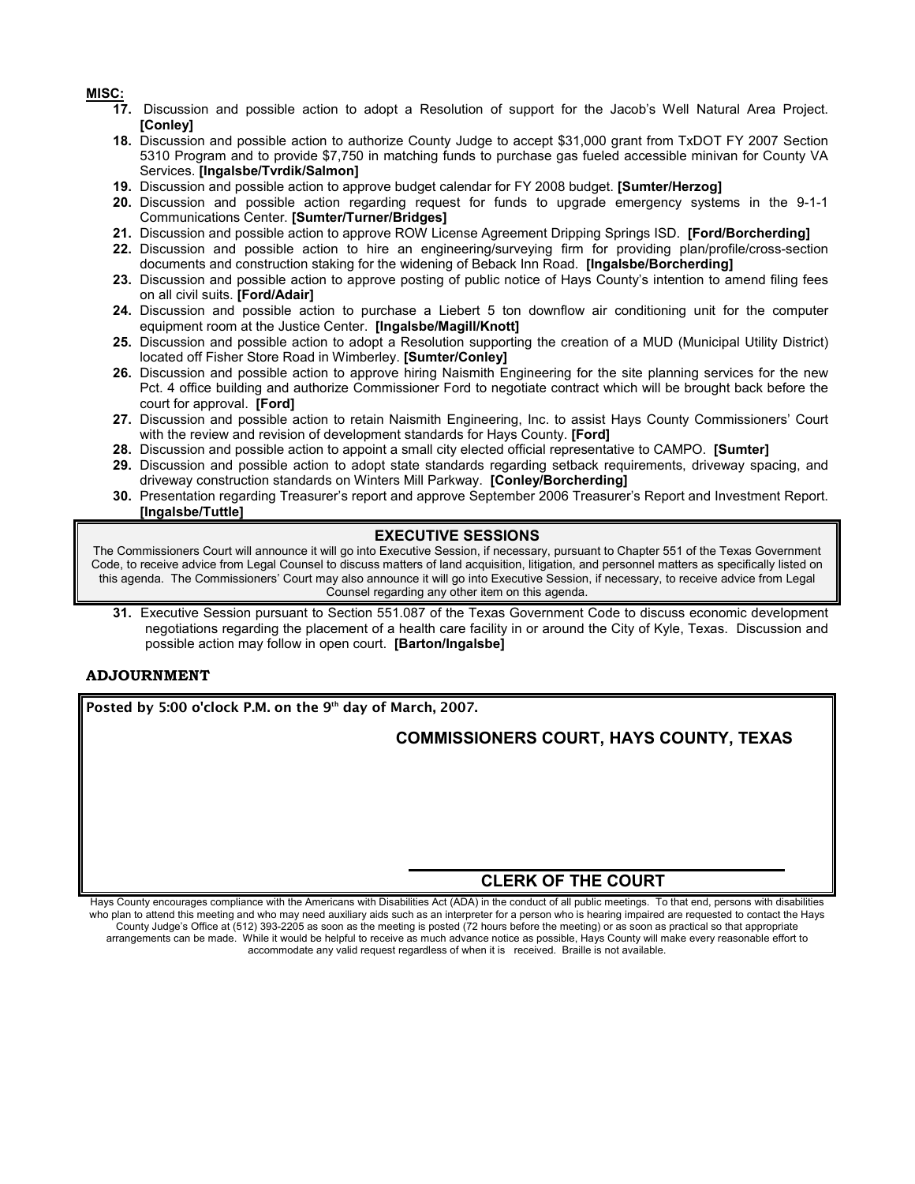**MISC:**

17. Discussion and possible action to adopt a Resolution of support for the Jacob's Well Natural Area Project. **[Conley]**
18. Discussion and possible action to authorize County Judge to accept $31,000 grant from TxDOT FY 2007 Section 5310 Program and to provide $7,750 in matching funds to purchase gas fueled accessible minivan for County VA Services. **[Ingalsbe/Tvrdik/Salmon]**
19. Discussion and possible action to approve budget calendar for FY 2008 budget. **[Sumter/Herzog]**
20. Discussion and possible action regarding request for funds to upgrade emergency systems in the 9-1-1 Communications Center. **[Sumter/Turner/Bridges]**
21. Discussion and possible action to approve ROW License Agreement Dripping Springs ISD. **[Ford/Borcherding]**
22. Discussion and possible action to hire an engineering/surveying firm for providing plan/profile/cross-section documents and construction staking for the widening of Beback Inn Road. **[Ingalsbe/Borcherding]**
23. Discussion and possible action to approve posting of public notice of Hays County's intention to amend filing fees on all civil suits. **[Ford/Adair]**
24. Discussion and possible action to purchase a Liebert 5 ton downflow air conditioning unit for the computer equipment room at the Justice Center. **[Ingalsbe/Magill/Knott]**
25. Discussion and possible action to adopt a Resolution supporting the creation of a MUD (Municipal Utility District) located off Fisher Store Road in Wimberley. **[Sumter/Conley]**
26. Discussion and possible action to approve hiring Naismith Engineering for the site planning services for the new Pct. 4 office building and authorize Commissioner Ford to negotiate contract which will be brought back before the court for approval. **[Ford]**
27. Discussion and possible action to retain Naismith Engineering, Inc. to assist Hays County Commissioners' Court with the review and revision of development standards for Hays County. **[Ford]**
28. Discussion and possible action to appoint a small city elected official representative to CAMPO. **[Sumter]**
29. Discussion and possible action to adopt state standards regarding setback requirements, driveway spacing, and driveway construction standards on Winters Mill Parkway. **[Conley/Borcherding]**
30. Presentation regarding Treasurer's report and approve September 2006 Treasurer's Report and Investment Report. **[Ingalsbe/Tuttle]**

**EXECUTIVE SESSIONS**

The Commissioners Court will announce it will go into Executive Session, if necessary, pursuant to Chapter 551 of the Texas Government Code, to receive advice from Legal Counsel to discuss matters of land acquisition, litigation, and personnel matters as specifically listed on this agenda. The Commissioners' Court may also announce it will go into Executive Session, if necessary, to receive advice from Legal Counsel regarding any other item on this agenda.

31. Executive Session pursuant to Section 551.087 of the Texas Government Code to discuss economic development negotiations regarding the placement of a health care facility in or around the City of Kyle, Texas. Discussion and possible action may follow in open court. **[Barton/Ingalsbe]**

**ADJOURNMENT**

**Posted by 5:00 o'clock P.M. on the 9th day of March, 2007.**

**COMMISSIONERS COURT, HAYS COUNTY, TEXAS**

**CLERK OF THE COURT**

Hays County encourages compliance with the Americans with Disabilities Act (ADA) in the conduct of all public meetings. To that end, persons with disabilities who plan to attend this meeting and who may need auxiliary aids such as an interpreter for a person who is hearing impaired are requested to contact the Hays County Judge's Office at (512) 393-2205 as soon as the meeting is posted (72 hours before the meeting) or as soon as practical so that appropriate arrangements can be made. While it would be helpful to receive as much advance notice as possible, Hays County will make every reasonable effort to accommodate any valid request regardless of when it is received. Braille is not available.